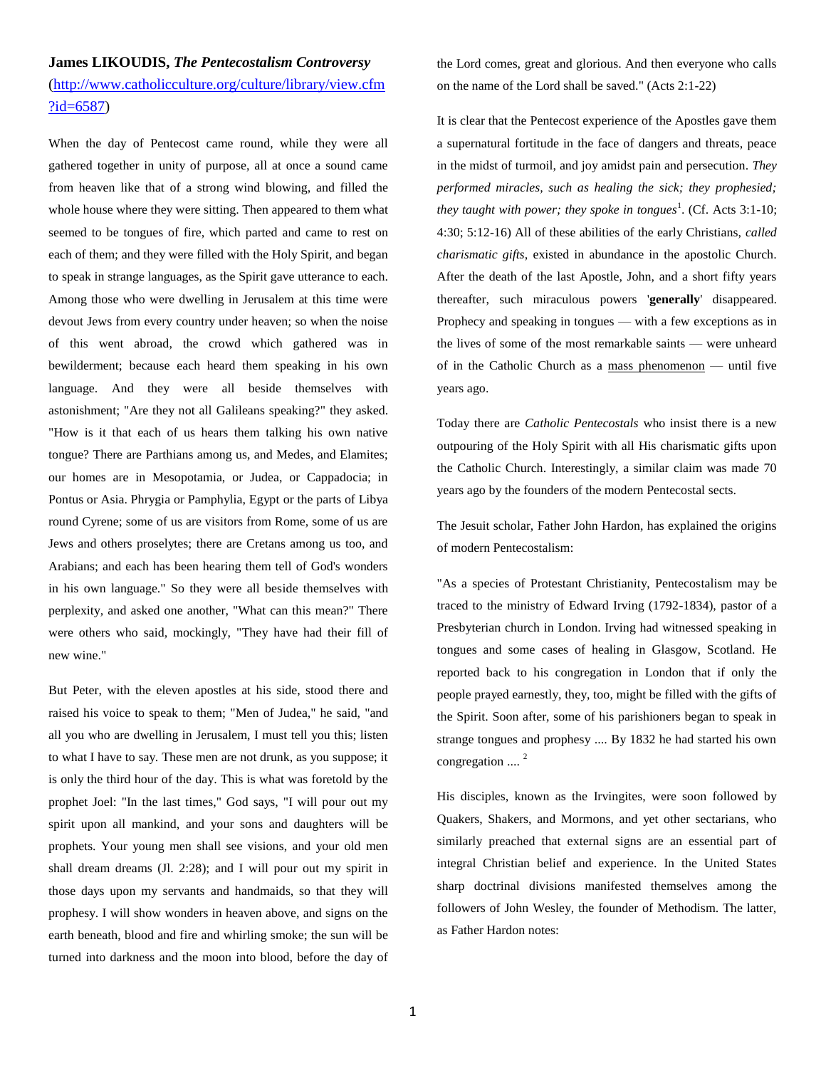**James LIKOUDIS, *The Pentecostalism Controversy*** (http://www.catholicculture.org/culture/library/view.cfm?id=6587)

When the day of Pentecost came round, while they were all gathered together in unity of purpose, all at once a sound came from heaven like that of a strong wind blowing, and filled the whole house where they were sitting. Then appeared to them what seemed to be tongues of fire, which parted and came to rest on each of them; and they were filled with the Holy Spirit, and began to speak in strange languages, as the Spirit gave utterance to each. Among those who were dwelling in Jerusalem at this time were devout Jews from every country under heaven; so when the noise of this went abroad, the crowd which gathered was in bewilderment; because each heard them speaking in his own language. And they were all beside themselves with astonishment; "Are they not all Galileans speaking?" they asked. "How is it that each of us hears them talking his own native tongue? There are Parthians among us, and Medes, and Elamites; our homes are in Mesopotamia, or Judea, or Cappadocia; in Pontus or Asia. Phrygia or Pamphylia, Egypt or the parts of Libya round Cyrene; some of us are visitors from Rome, some of us are Jews and others proselytes; there are Cretans among us too, and Arabians; and each has been hearing them tell of God's wonders in his own language." So they were all beside themselves with perplexity, and asked one another, "What can this mean?" There were others who said, mockingly, "They have had their fill of new wine."

But Peter, with the eleven apostles at his side, stood there and raised his voice to speak to them; "Men of Judea," he said, "and all you who are dwelling in Jerusalem, I must tell you this; listen to what I have to say. These men are not drunk, as you suppose; it is only the third hour of the day. This is what was foretold by the prophet Joel: "In the last times," God says, "I will pour out my spirit upon all mankind, and your sons and daughters will be prophets. Your young men shall see visions, and your old men shall dream dreams (Jl. 2:28); and I will pour out my spirit in those days upon my servants and handmaids, so that they will prophesy. I will show wonders in heaven above, and signs on the earth beneath, blood and fire and whirling smoke; the sun will be turned into darkness and the moon into blood, before the day of the Lord comes, great and glorious. And then everyone who calls on the name of the Lord shall be saved." (Acts 2:1-22)

It is clear that the Pentecost experience of the Apostles gave them a supernatural fortitude in the face of dangers and threats, peace in the midst of turmoil, and joy amidst pain and persecution. *They performed miracles, such as healing the sick; they prophesied; they taught with power; they spoke in tongues*[1]. (Cf. Acts 3:1-10; 4:30; 5:12-16) All of these abilities of the early Christians, *called charismatic gifts*, existed in abundance in the apostolic Church. After the death of the last Apostle, John, and a short fifty years thereafter, such miraculous powers '**generally**' disappeared. Prophecy and speaking in tongues — with a few exceptions as in the lives of some of the most remarkable saints — were unheard of in the Catholic Church as a <u>mass phenomenon</u> — until five years ago.

Today there are *Catholic Pentecostals* who insist there is a new outpouring of the Holy Spirit with all His charismatic gifts upon the Catholic Church. Interestingly, a similar claim was made 70 years ago by the founders of the modern Pentecostal sects.

The Jesuit scholar, Father John Hardon, has explained the origins of modern Pentecostalism:

"As a species of Protestant Christianity, Pentecostalism may be traced to the ministry of Edward Irving (1792-1834), pastor of a Presbyterian church in London. Irving had witnessed speaking in tongues and some cases of healing in Glasgow, Scotland. He reported back to his congregation in London that if only the people prayed earnestly, they, too, might be filled with the gifts of the Spirit. Soon after, some of his parishioners began to speak in strange tongues and prophesy .... By 1832 he had started his own congregation .... [2]

His disciples, known as the Irvingites, were soon followed by Quakers, Shakers, and Mormons, and yet other sectarians, who similarly preached that external signs are an essential part of integral Christian belief and experience. In the United States sharp doctrinal divisions manifested themselves among the followers of John Wesley, the founder of Methodism. The latter, as Father Hardon notes: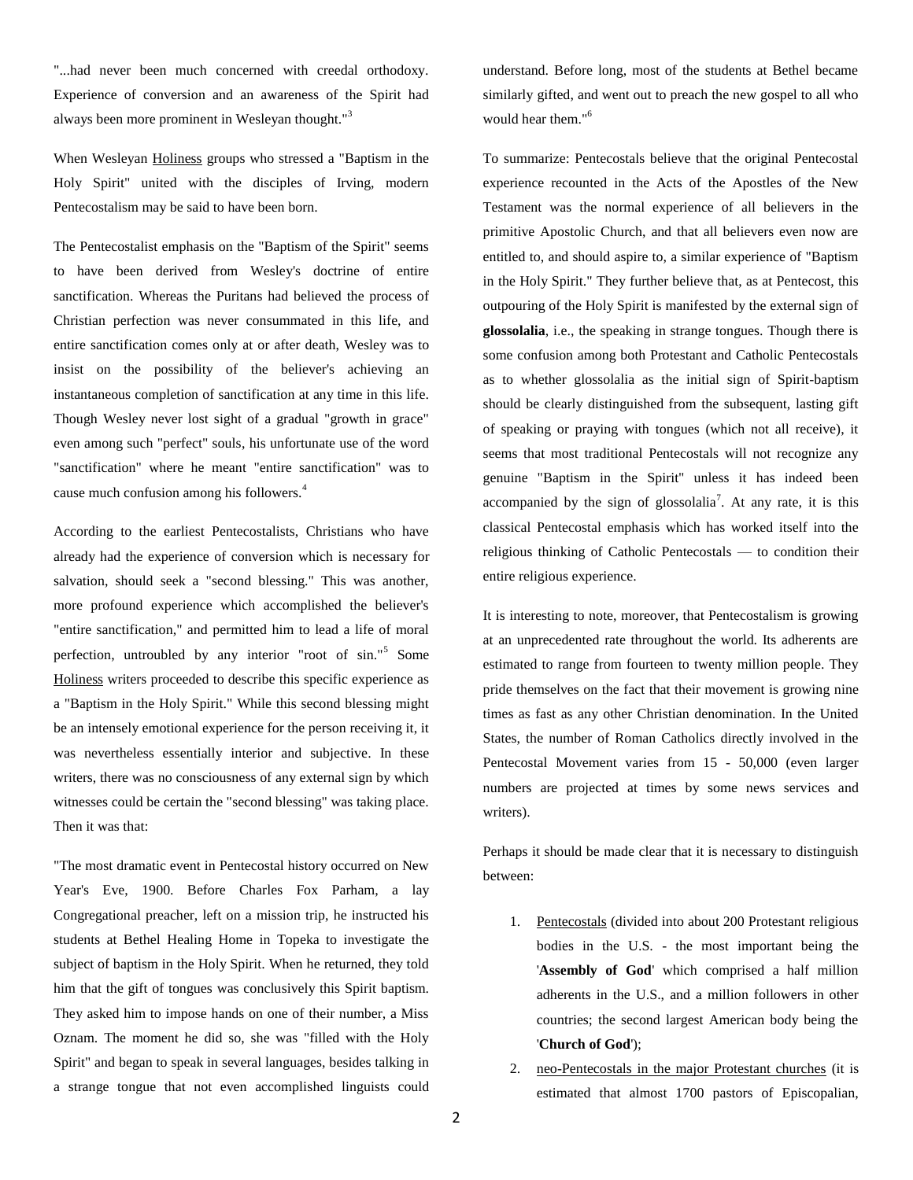"...had never been much concerned with creedal orthodoxy. Experience of conversion and an awareness of the Spirit had always been more prominent in Wesleyan thought."[3]

When Wesleyan Holiness groups who stressed a "Baptism in the Holy Spirit" united with the disciples of Irving, modern Pentecostalism may be said to have been born.

The Pentecostalist emphasis on the "Baptism of the Spirit" seems to have been derived from Wesley's doctrine of entire sanctification. Whereas the Puritans had believed the process of Christian perfection was never consummated in this life, and entire sanctification comes only at or after death, Wesley was to insist on the possibility of the believer's achieving an instantaneous completion of sanctification at any time in this life. Though Wesley never lost sight of a gradual "growth in grace" even among such "perfect" souls, his unfortunate use of the word "sanctification" where he meant "entire sanctification" was to cause much confusion among his followers.[4]

According to the earliest Pentecostalists, Christians who have already had the experience of conversion which is necessary for salvation, should seek a "second blessing." This was another, more profound experience which accomplished the believer's "entire sanctification," and permitted him to lead a life of moral perfection, untroubled by any interior "root of sin."[5] Some Holiness writers proceeded to describe this specific experience as a "Baptism in the Holy Spirit." While this second blessing might be an intensely emotional experience for the person receiving it, it was nevertheless essentially interior and subjective. In these writers, there was no consciousness of any external sign by which witnesses could be certain the "second blessing" was taking place. Then it was that:

"The most dramatic event in Pentecostal history occurred on New Year's Eve, 1900. Before Charles Fox Parham, a lay Congregational preacher, left on a mission trip, he instructed his students at Bethel Healing Home in Topeka to investigate the subject of baptism in the Holy Spirit. When he returned, they told him that the gift of tongues was conclusively this Spirit baptism. They asked him to impose hands on one of their number, a Miss Oznam. The moment he did so, she was "filled with the Holy Spirit" and began to speak in several languages, besides talking in a strange tongue that not even accomplished linguists could understand. Before long, most of the students at Bethel became similarly gifted, and went out to preach the new gospel to all who would hear them."[6]

To summarize: Pentecostals believe that the original Pentecostal experience recounted in the Acts of the Apostles of the New Testament was the normal experience of all believers in the primitive Apostolic Church, and that all believers even now are entitled to, and should aspire to, a similar experience of "Baptism in the Holy Spirit." They further believe that, as at Pentecost, this outpouring of the Holy Spirit is manifested by the external sign of **glossolalia**, i.e., the speaking in strange tongues. Though there is some confusion among both Protestant and Catholic Pentecostals as to whether glossolalia as the initial sign of Spirit-baptism should be clearly distinguished from the subsequent, lasting gift of speaking or praying with tongues (which not all receive), it seems that most traditional Pentecostals will not recognize any genuine "Baptism in the Spirit" unless it has indeed been accompanied by the sign of glossolalia[7]. At any rate, it is this classical Pentecostal emphasis which has worked itself into the religious thinking of Catholic Pentecostals — to condition their entire religious experience.

It is interesting to note, moreover, that Pentecostalism is growing at an unprecedented rate throughout the world. Its adherents are estimated to range from fourteen to twenty million people. They pride themselves on the fact that their movement is growing nine times as fast as any other Christian denomination. In the United States, the number of Roman Catholics directly involved in the Pentecostal Movement varies from 15 - 50,000 (even larger numbers are projected at times by some news services and writers).

Perhaps it should be made clear that it is necessary to distinguish between:

1. Pentecostals (divided into about 200 Protestant religious bodies in the U.S. - the most important being the '**Assembly of God**' which comprised a half million adherents in the U.S., and a million followers in other countries; the second largest American body being the '**Church of God**');
2. neo-Pentecostals in the major Protestant churches (it is estimated that almost 1700 pastors of Episcopalian,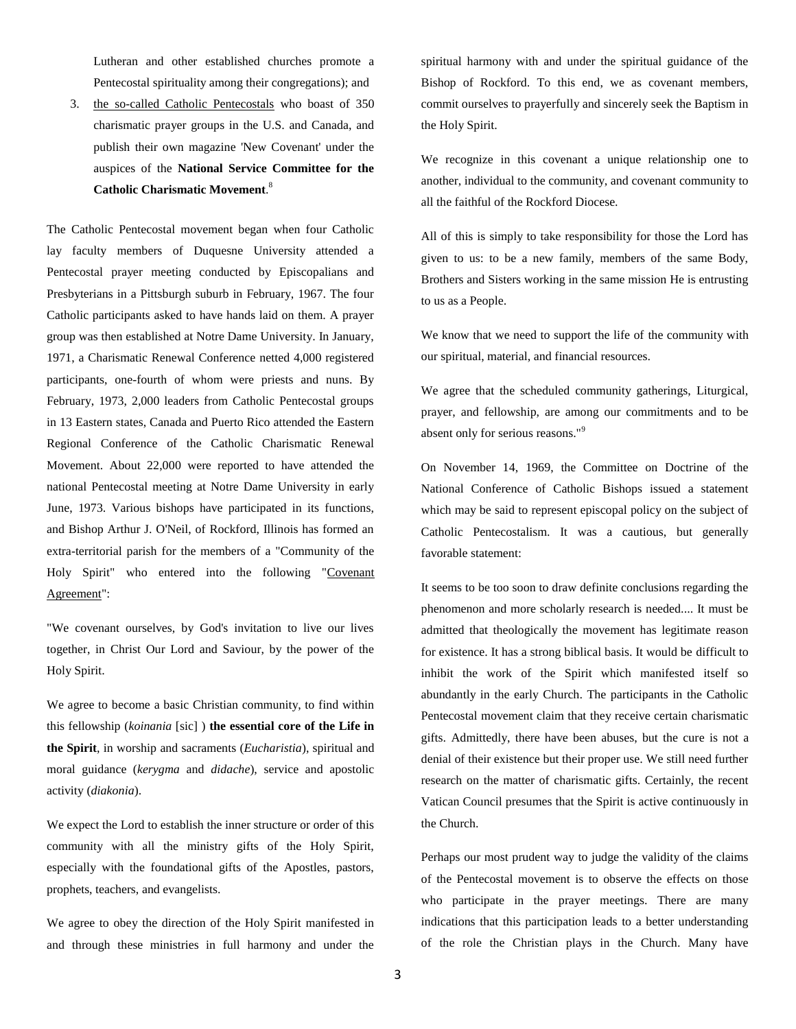Lutheran and other established churches promote a Pentecostal spirituality among their congregations); and

3. the so-called Catholic Pentecostals who boast of 350 charismatic prayer groups in the U.S. and Canada, and publish their own magazine 'New Covenant' under the auspices of the **National Service Committee for the Catholic Charismatic Movement**.[8]

The Catholic Pentecostal movement began when four Catholic lay faculty members of Duquesne University attended a Pentecostal prayer meeting conducted by Episcopalians and Presbyterians in a Pittsburgh suburb in February, 1967. The four Catholic participants asked to have hands laid on them. A prayer group was then established at Notre Dame University. In January, 1971, a Charismatic Renewal Conference netted 4,000 registered participants, one-fourth of whom were priests and nuns. By February, 1973, 2,000 leaders from Catholic Pentecostal groups in 13 Eastern states, Canada and Puerto Rico attended the Eastern Regional Conference of the Catholic Charismatic Renewal Movement. About 22,000 were reported to have attended the national Pentecostal meeting at Notre Dame University in early June, 1973. Various bishops have participated in its functions, and Bishop Arthur J. O'Neil, of Rockford, Illinois has formed an extra-territorial parish for the members of a "Community of the Holy Spirit" who entered into the following "Covenant Agreement":

"We covenant ourselves, by God's invitation to live our lives together, in Christ Our Lord and Saviour, by the power of the Holy Spirit.

We agree to become a basic Christian community, to find within this fellowship (*koinania* [sic] ) **the essential core of the Life in the Spirit**, in worship and sacraments (*Eucharistia*), spiritual and moral guidance (*kerygma* and *didache*), service and apostolic activity (*diakonia*).

We expect the Lord to establish the inner structure or order of this community with all the ministry gifts of the Holy Spirit, especially with the foundational gifts of the Apostles, pastors, prophets, teachers, and evangelists.

We agree to obey the direction of the Holy Spirit manifested in and through these ministries in full harmony and under the spiritual harmony with and under the spiritual guidance of the Bishop of Rockford. To this end, we as covenant members, commit ourselves to prayerfully and sincerely seek the Baptism in the Holy Spirit.

We recognize in this covenant a unique relationship one to another, individual to the community, and covenant community to all the faithful of the Rockford Diocese.

All of this is simply to take responsibility for those the Lord has given to us: to be a new family, members of the same Body, Brothers and Sisters working in the same mission He is entrusting to us as a People.

We know that we need to support the life of the community with our spiritual, material, and financial resources.

We agree that the scheduled community gatherings, Liturgical, prayer, and fellowship, are among our commitments and to be absent only for serious reasons."[9]

On November 14, 1969, the Committee on Doctrine of the National Conference of Catholic Bishops issued a statement which may be said to represent episcopal policy on the subject of Catholic Pentecostalism. It was a cautious, but generally favorable statement:

It seems to be too soon to draw definite conclusions regarding the phenomenon and more scholarly research is needed.... It must be admitted that theologically the movement has legitimate reason for existence. It has a strong biblical basis. It would be difficult to inhibit the work of the Spirit which manifested itself so abundantly in the early Church. The participants in the Catholic Pentecostal movement claim that they receive certain charismatic gifts. Admittedly, there have been abuses, but the cure is not a denial of their existence but their proper use. We still need further research on the matter of charismatic gifts. Certainly, the recent Vatican Council presumes that the Spirit is active continuously in the Church.

Perhaps our most prudent way to judge the validity of the claims of the Pentecostal movement is to observe the effects on those who participate in the prayer meetings. There are many indications that this participation leads to a better understanding of the role the Christian plays in the Church. Many have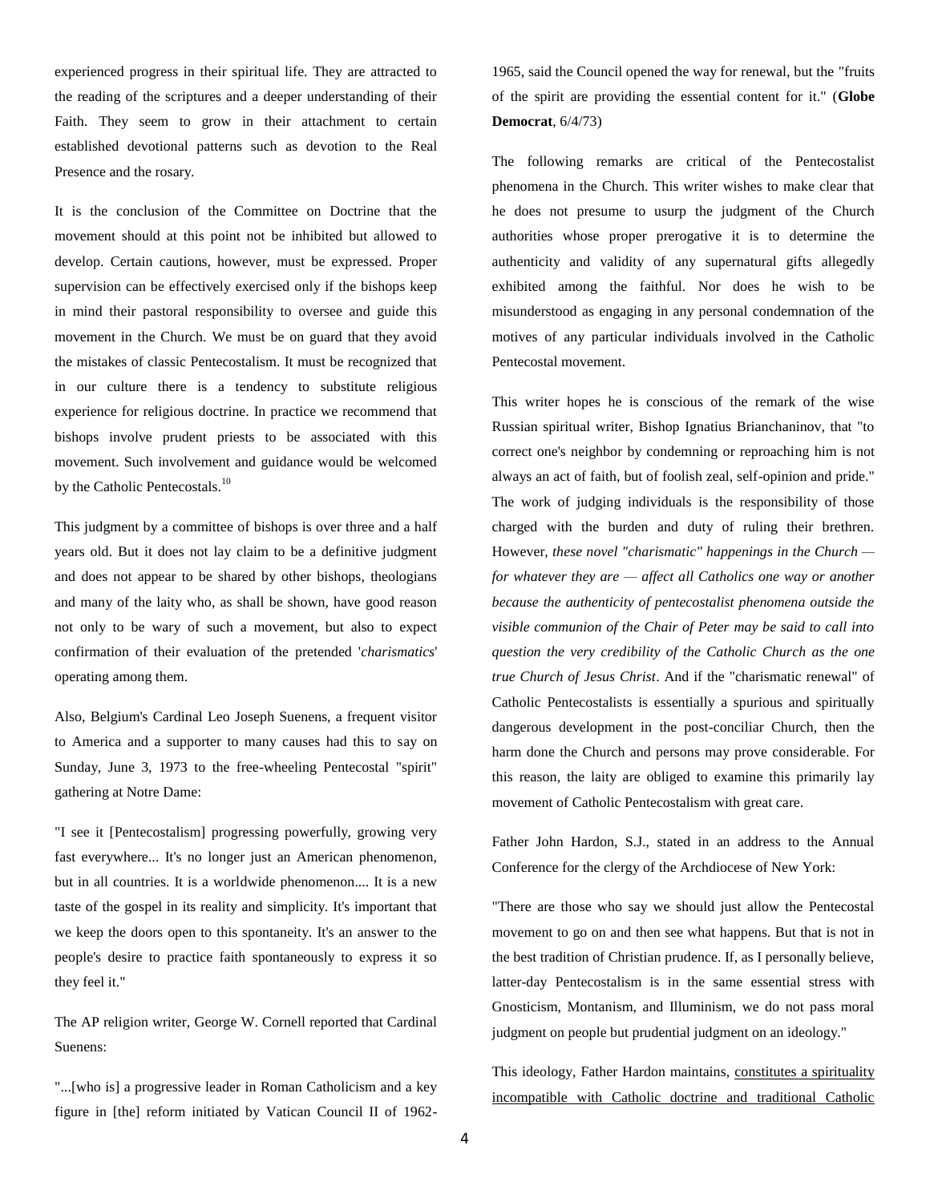experienced progress in their spiritual life. They are attracted to the reading of the scriptures and a deeper understanding of their Faith. They seem to grow in their attachment to certain established devotional patterns such as devotion to the Real Presence and the rosary.

It is the conclusion of the Committee on Doctrine that the movement should at this point not be inhibited but allowed to develop. Certain cautions, however, must be expressed. Proper supervision can be effectively exercised only if the bishops keep in mind their pastoral responsibility to oversee and guide this movement in the Church. We must be on guard that they avoid the mistakes of classic Pentecostalism. It must be recognized that in our culture there is a tendency to substitute religious experience for religious doctrine. In practice we recommend that bishops involve prudent priests to be associated with this movement. Such involvement and guidance would be welcomed by the Catholic Pentecostals.[10]

This judgment by a committee of bishops is over three and a half years old. But it does not lay claim to be a definitive judgment and does not appear to be shared by other bishops, theologians and many of the laity who, as shall be shown, have good reason not only to be wary of such a movement, but also to expect confirmation of their evaluation of the pretended '*charismatics*' operating among them.

Also, Belgium's Cardinal Leo Joseph Suenens, a frequent visitor to America and a supporter to many causes had this to say on Sunday, June 3, 1973 to the free-wheeling Pentecostal "spirit" gathering at Notre Dame:

"I see it [Pentecostalism] progressing powerfully, growing very fast everywhere... It's no longer just an American phenomenon, but in all countries. It is a worldwide phenomenon.... It is a new taste of the gospel in its reality and simplicity. It's important that we keep the doors open to this spontaneity. It's an answer to the people's desire to practice faith spontaneously to express it so they feel it."

The AP religion writer, George W. Cornell reported that Cardinal Suenens:

"...[who is] a progressive leader in Roman Catholicism and a key figure in [the] reform initiated by Vatican Council II of 1962-1965, said the Council opened the way for renewal, but the "fruits of the spirit are providing the essential content for it." (**Globe Democrat**, 6/4/73)

The following remarks are critical of the Pentecostalist phenomena in the Church. This writer wishes to make clear that he does not presume to usurp the judgment of the Church authorities whose proper prerogative it is to determine the authenticity and validity of any supernatural gifts allegedly exhibited among the faithful. Nor does he wish to be misunderstood as engaging in any personal condemnation of the motives of any particular individuals involved in the Catholic Pentecostal movement.

This writer hopes he is conscious of the remark of the wise Russian spiritual writer, Bishop Ignatius Brianchaninov, that "to correct one's neighbor by condemning or reproaching him is not always an act of faith, but of foolish zeal, self-opinion and pride." The work of judging individuals is the responsibility of those charged with the burden and duty of ruling their brethren. However, *these novel "charismatic" happenings in the Church — for whatever they are — affect all Catholics one way or another because the authenticity of pentecostalist phenomena outside the visible communion of the Chair of Peter may be said to call into question the very credibility of the Catholic Church as the one true Church of Jesus Christ*. And if the "charismatic renewal" of Catholic Pentecostalists is essentially a spurious and spiritually dangerous development in the post-conciliar Church, then the harm done the Church and persons may prove considerable. For this reason, the laity are obliged to examine this primarily lay movement of Catholic Pentecostalism with great care.

Father John Hardon, S.J., stated in an address to the Annual Conference for the clergy of the Archdiocese of New York:

"There are those who say we should just allow the Pentecostal movement to go on and then see what happens. But that is not in the best tradition of Christian prudence. If, as I personally believe, latter-day Pentecostalism is in the same essential stress with Gnosticism, Montanism, and Illuminism, we do not pass moral judgment on people but prudential judgment on an ideology."

This ideology, Father Hardon maintains, <u>constitutes a spirituality incompatible with Catholic doctrine and traditional Catholic</u>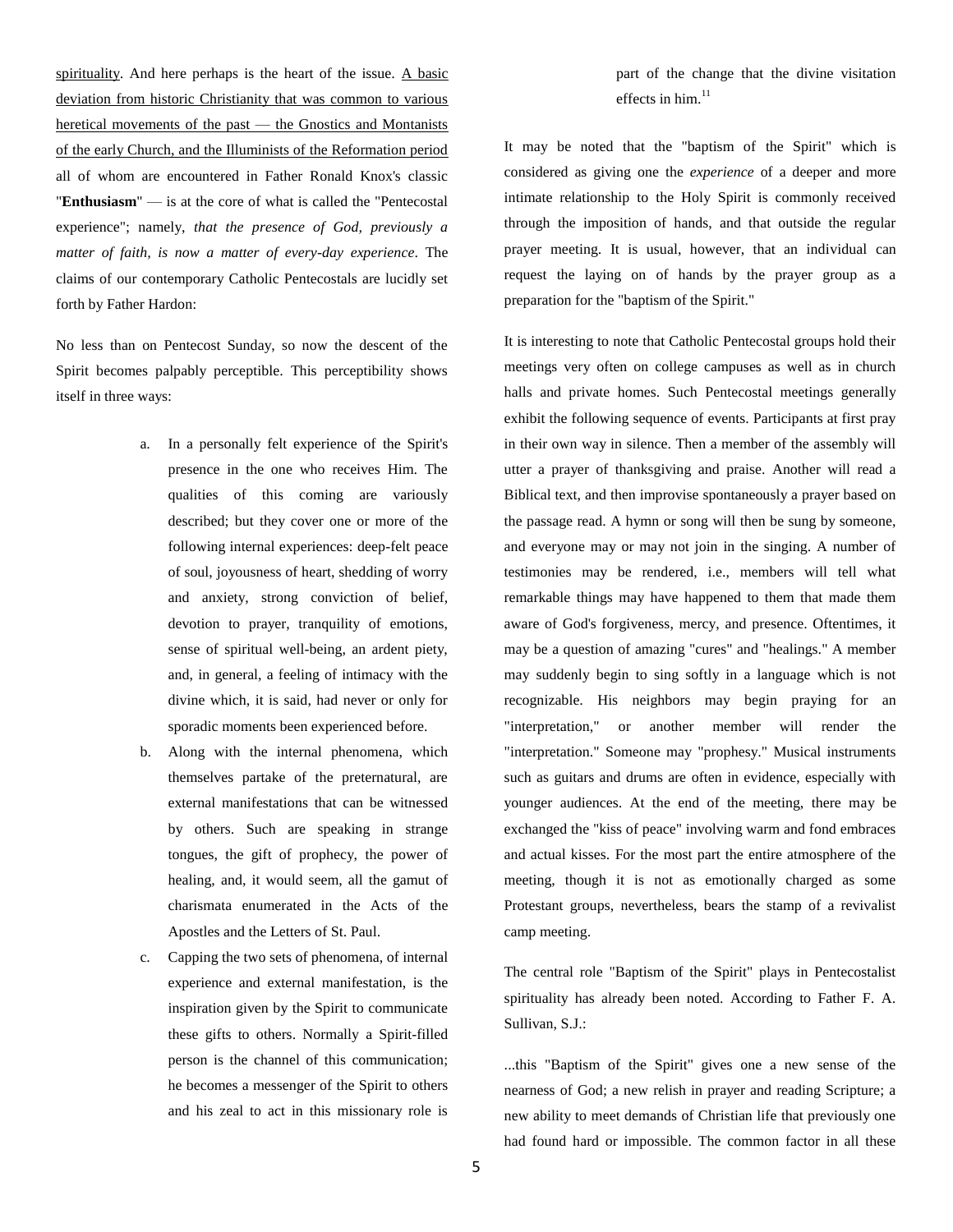spirituality. And here perhaps is the heart of the issue. A basic deviation from historic Christianity that was common to various heretical movements of the past — the Gnostics and Montanists of the early Church, and the Illuminists of the Reformation period all of whom are encountered in Father Ronald Knox's classic "**Enthusiasm**" — is at the core of what is called the "Pentecostal experience"; namely, *that the presence of God, previously a matter of faith, is now a matter of every-day experience*. The claims of our contemporary Catholic Pentecostals are lucidly set forth by Father Hardon:

No less than on Pentecost Sunday, so now the descent of the Spirit becomes palpably perceptible. This perceptibility shows itself in three ways:

a. In a personally felt experience of the Spirit's presence in the one who receives Him. The qualities of this coming are variously described; but they cover one or more of the following internal experiences: deep-felt peace of soul, joyousness of heart, shedding of worry and anxiety, strong conviction of belief, devotion to prayer, tranquility of emotions, sense of spiritual well-being, an ardent piety, and, in general, a feeling of intimacy with the divine which, it is said, had never or only for sporadic moments been experienced before.
b. Along with the internal phenomena, which themselves partake of the preternatural, are external manifestations that can be witnessed by others. Such are speaking in strange tongues, the gift of prophecy, the power of healing, and, it would seem, all the gamut of charismata enumerated in the Acts of the Apostles and the Letters of St. Paul.
c. Capping the two sets of phenomena, of internal experience and external manifestation, is the inspiration given by the Spirit to communicate these gifts to others. Normally a Spirit-filled person is the channel of this communication; he becomes a messenger of the Spirit to others and his zeal to act in this missionary role is part of the change that the divine visitation effects in him.[11]

It may be noted that the "baptism of the Spirit" which is considered as giving one the *experience* of a deeper and more intimate relationship to the Holy Spirit is commonly received through the imposition of hands, and that outside the regular prayer meeting. It is usual, however, that an individual can request the laying on of hands by the prayer group as a preparation for the "baptism of the Spirit."

It is interesting to note that Catholic Pentecostal groups hold their meetings very often on college campuses as well as in church halls and private homes. Such Pentecostal meetings generally exhibit the following sequence of events. Participants at first pray in their own way in silence. Then a member of the assembly will utter a prayer of thanksgiving and praise. Another will read a Biblical text, and then improvise spontaneously a prayer based on the passage read. A hymn or song will then be sung by someone, and everyone may or may not join in the singing. A number of testimonies may be rendered, i.e., members will tell what remarkable things may have happened to them that made them aware of God's forgiveness, mercy, and presence. Oftentimes, it may be a question of amazing "cures" and "healings." A member may suddenly begin to sing softly in a language which is not recognizable. His neighbors may begin praying for an "interpretation," or another member will render the "interpretation." Someone may "prophesy." Musical instruments such as guitars and drums are often in evidence, especially with younger audiences. At the end of the meeting, there may be exchanged the "kiss of peace" involving warm and fond embraces and actual kisses. For the most part the entire atmosphere of the meeting, though it is not as emotionally charged as some Protestant groups, nevertheless, bears the stamp of a revivalist camp meeting.

The central role "Baptism of the Spirit" plays in Pentecostalist spirituality has already been noted. According to Father F. A. Sullivan, S.J.:

...this "Baptism of the Spirit" gives one a new sense of the nearness of God; a new relish in prayer and reading Scripture; a new ability to meet demands of Christian life that previously one had found hard or impossible. The common factor in all these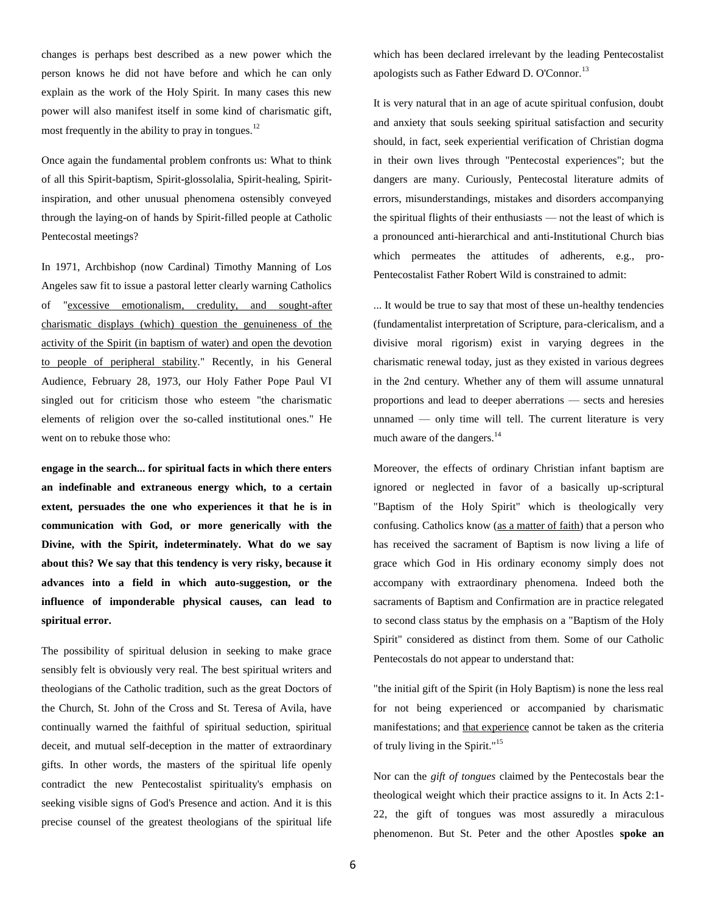changes is perhaps best described as a new power which the person knows he did not have before and which he can only explain as the work of the Holy Spirit. In many cases this new power will also manifest itself in some kind of charismatic gift, most frequently in the ability to pray in tongues.[12]

Once again the fundamental problem confronts us: What to think of all this Spirit-baptism, Spirit-glossolalia, Spirit-healing, Spirit-inspiration, and other unusual phenomena ostensibly conveyed through the laying-on of hands by Spirit-filled people at Catholic Pentecostal meetings?

In 1971, Archbishop (now Cardinal) Timothy Manning of Los Angeles saw fit to issue a pastoral letter clearly warning Catholics of "excessive emotionalism, credulity, and sought-after charismatic displays (which) question the genuineness of the activity of the Spirit (in baptism of water) and open the devotion to people of peripheral stability." Recently, in his General Audience, February 28, 1973, our Holy Father Pope Paul VI singled out for criticism those who esteem "the charismatic elements of religion over the so-called institutional ones." He went on to rebuke those who:

**engage in the search... for spiritual facts in which there enters an indefinable and extraneous energy which, to a certain extent, persuades the one who experiences it that he is in communication with God, or more generically with the Divine, with the Spirit, indeterminately. What do we say about this? We say that this tendency is very risky, because it advances into a field in which auto-suggestion, or the influence of imponderable physical causes, can lead to spiritual error.**

The possibility of spiritual delusion in seeking to make grace sensibly felt is obviously very real. The best spiritual writers and theologians of the Catholic tradition, such as the great Doctors of the Church, St. John of the Cross and St. Teresa of Avila, have continually warned the faithful of spiritual seduction, spiritual deceit, and mutual self-deception in the matter of extraordinary gifts. In other words, the masters of the spiritual life openly contradict the new Pentecostalist spirituality's emphasis on seeking visible signs of God's Presence and action. And it is this precise counsel of the greatest theologians of the spiritual life which has been declared irrelevant by the leading Pentecostalist apologists such as Father Edward D. O'Connor.[13]

It is very natural that in an age of acute spiritual confusion, doubt and anxiety that souls seeking spiritual satisfaction and security should, in fact, seek experiential verification of Christian dogma in their own lives through "Pentecostal experiences"; but the dangers are many. Curiously, Pentecostal literature admits of errors, misunderstandings, mistakes and disorders accompanying the spiritual flights of their enthusiasts — not the least of which is a pronounced anti-hierarchical and anti-Institutional Church bias which permeates the attitudes of adherents, e.g., pro-Pentecostalist Father Robert Wild is constrained to admit:

... It would be true to say that most of these un-healthy tendencies (fundamentalist interpretation of Scripture, para-clericalism, and a divisive moral rigorism) exist in varying degrees in the charismatic renewal today, just as they existed in various degrees in the 2nd century. Whether any of them will assume unnatural proportions and lead to deeper aberrations — sects and heresies unnamed — only time will tell. The current literature is very much aware of the dangers.[14]

Moreover, the effects of ordinary Christian infant baptism are ignored or neglected in favor of a basically up-scriptural "Baptism of the Holy Spirit" which is theologically very confusing. Catholics know (as a matter of faith) that a person who has received the sacrament of Baptism is now living a life of grace which God in His ordinary economy simply does not accompany with extraordinary phenomena. Indeed both the sacraments of Baptism and Confirmation are in practice relegated to second class status by the emphasis on a "Baptism of the Holy Spirit" considered as distinct from them. Some of our Catholic Pentecostals do not appear to understand that:

"the initial gift of the Spirit (in Holy Baptism) is none the less real for not being experienced or accompanied by charismatic manifestations; and that experience cannot be taken as the criteria of truly living in the Spirit."[15]

Nor can the *gift of tongues* claimed by the Pentecostals bear the theological weight which their practice assigns to it. In Acts 2:1-22, the gift of tongues was most assuredly a miraculous phenomenon. But St. Peter and the other Apostles **spoke an**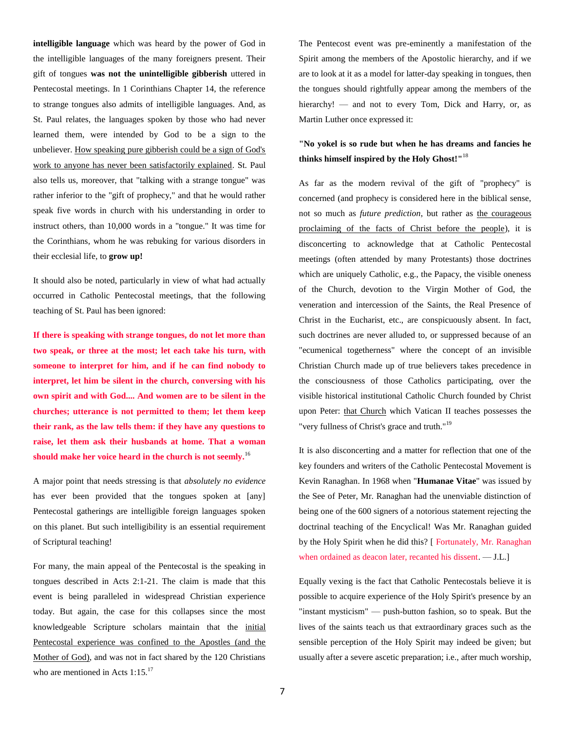**intelligible language** which was heard by the power of God in the intelligible languages of the many foreigners present. Their gift of tongues **was not the unintelligible gibberish** uttered in Pentecostal meetings. In 1 Corinthians Chapter 14, the reference to strange tongues also admits of intelligible languages. And, as St. Paul relates, the languages spoken by those who had never learned them, were intended by God to be a sign to the unbeliever. How speaking pure gibberish could be a sign of God's work to anyone has never been satisfactorily explained. St. Paul also tells us, moreover, that "talking with a strange tongue" was rather inferior to the "gift of prophecy," and that he would rather speak five words in church with his understanding in order to instruct others, than 10,000 words in a "tongue." It was time for the Corinthians, whom he was rebuking for various disorders in their ecclesial life, to **grow up!**

It should also be noted, particularly in view of what had actually occurred in Catholic Pentecostal meetings, that the following teaching of St. Paul has been ignored:

**If there is speaking with strange tongues, do not let more than two speak, or three at the most; let each take his turn, with someone to interpret for him, and if he can find nobody to interpret, let him be silent in the church, conversing with his own spirit and with God.... And women are to be silent in the churches; utterance is not permitted to them; let them keep their rank, as the law tells them: if they have any questions to raise, let them ask their husbands at home. That a woman should make her voice heard in the church is not seemly.**[16]

A major point that needs stressing is that *absolutely no evidence* has ever been provided that the tongues spoken at [any] Pentecostal gatherings are intelligible foreign languages spoken on this planet. But such intelligibility is an essential requirement of Scriptural teaching!

For many, the main appeal of the Pentecostal is the speaking in tongues described in Acts 2:1-21. The claim is made that this event is being paralleled in widespread Christian experience today. But again, the case for this collapses since the most knowledgeable Scripture scholars maintain that the initial Pentecostal experience was confined to the Apostles (and the Mother of God), and was not in fact shared by the 120 Christians who are mentioned in Acts 1:15.[17]

The Pentecost event was pre-eminently a manifestation of the Spirit among the members of the Apostolic hierarchy, and if we are to look at it as a model for latter-day speaking in tongues, then the tongues should rightfully appear among the members of the hierarchy! — and not to every Tom, Dick and Harry, or, as Martin Luther once expressed it:

**"No yokel is so rude but when he has dreams and fancies he thinks himself inspired by the Holy Ghost!"**[18]

As far as the modern revival of the gift of "prophecy" is concerned (and prophecy is considered here in the biblical sense, not so much as *future prediction*, but rather as the courageous proclaiming of the facts of Christ before the people), it is disconcerting to acknowledge that at Catholic Pentecostal meetings (often attended by many Protestants) those doctrines which are uniquely Catholic, e.g., the Papacy, the visible oneness of the Church, devotion to the Virgin Mother of God, the veneration and intercession of the Saints, the Real Presence of Christ in the Eucharist, etc., are conspicuously absent. In fact, such doctrines are never alluded to, or suppressed because of an "ecumenical togetherness" where the concept of an invisible Christian Church made up of true believers takes precedence in the consciousness of those Catholics participating, over the visible historical institutional Catholic Church founded by Christ upon Peter: that Church which Vatican II teaches possesses the "very fullness of Christ's grace and truth."[19]

It is also disconcerting and a matter for reflection that one of the key founders and writers of the Catholic Pentecostal Movement is Kevin Ranaghan. In 1968 when "**Humanae Vitae**" was issued by the See of Peter, Mr. Ranaghan had the unenviable distinction of being one of the 600 signers of a notorious statement rejecting the doctrinal teaching of the Encyclical! Was Mr. Ranaghan guided by the Holy Spirit when he did this? [ Fortunately, Mr. Ranaghan when ordained as deacon later, recanted his dissent. — J.L.]

Equally vexing is the fact that Catholic Pentecostals believe it is possible to acquire experience of the Holy Spirit's presence by an "instant mysticism" — push-button fashion, so to speak. But the lives of the saints teach us that extraordinary graces such as the sensible perception of the Holy Spirit may indeed be given; but usually after a severe ascetic preparation; i.e., after much worship,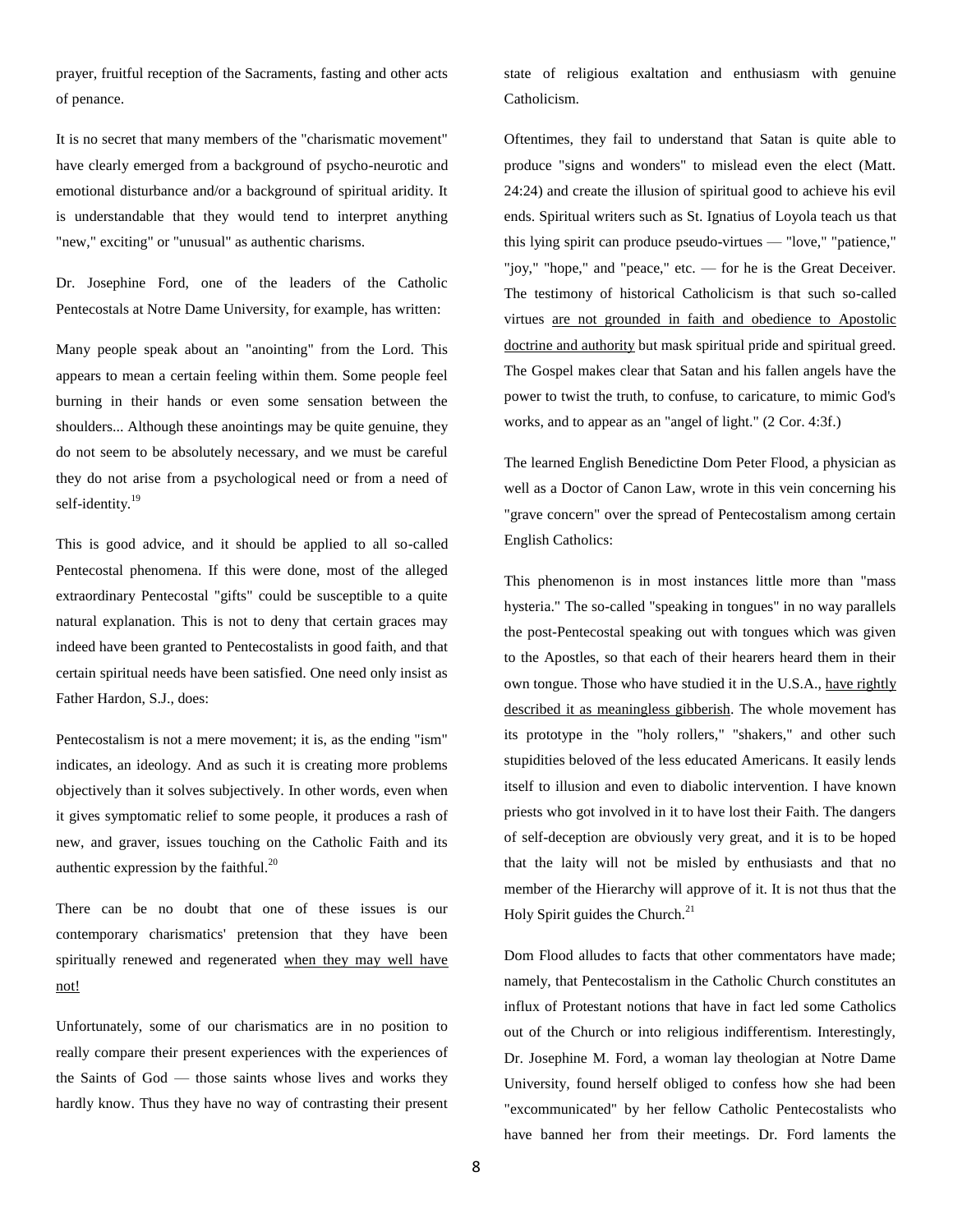prayer, fruitful reception of the Sacraments, fasting and other acts of penance.

It is no secret that many members of the "charismatic movement" have clearly emerged from a background of psycho-neurotic and emotional disturbance and/or a background of spiritual aridity. It is understandable that they would tend to interpret anything "new," exciting" or "unusual" as authentic charisms.

Dr. Josephine Ford, one of the leaders of the Catholic Pentecostals at Notre Dame University, for example, has written:

Many people speak about an "anointing" from the Lord. This appears to mean a certain feeling within them. Some people feel burning in their hands or even some sensation between the shoulders... Although these anointings may be quite genuine, they do not seem to be absolutely necessary, and we must be careful they do not arise from a psychological need or from a need of self-identity.[19]

This is good advice, and it should be applied to all so-called Pentecostal phenomena. If this were done, most of the alleged extraordinary Pentecostal "gifts" could be susceptible to a quite natural explanation. This is not to deny that certain graces may indeed have been granted to Pentecostalists in good faith, and that certain spiritual needs have been satisfied. One need only insist as Father Hardon, S.J., does:

Pentecostalism is not a mere movement; it is, as the ending "ism" indicates, an ideology. And as such it is creating more problems objectively than it solves subjectively. In other words, even when it gives symptomatic relief to some people, it produces a rash of new, and graver, issues touching on the Catholic Faith and its authentic expression by the faithful.[20]

There can be no doubt that one of these issues is our contemporary charismatics' pretension that they have been spiritually renewed and regenerated <u>when they may well have not!</u>

Unfortunately, some of our charismatics are in no position to really compare their present experiences with the experiences of the Saints of God — those saints whose lives and works they hardly know. Thus they have no way of contrasting their present state of religious exaltation and enthusiasm with genuine Catholicism.

Oftentimes, they fail to understand that Satan is quite able to produce "signs and wonders" to mislead even the elect (Matt. 24:24) and create the illusion of spiritual good to achieve his evil ends. Spiritual writers such as St. Ignatius of Loyola teach us that this lying spirit can produce pseudo-virtues — "love," "patience," "joy," "hope," and "peace," etc. — for he is the Great Deceiver. The testimony of historical Catholicism is that such so-called virtues <u>are not grounded in faith and obedience to Apostolic doctrine and authority</u> but mask spiritual pride and spiritual greed. The Gospel makes clear that Satan and his fallen angels have the power to twist the truth, to confuse, to caricature, to mimic God's works, and to appear as an "angel of light." (2 Cor. 4:3f.)

The learned English Benedictine Dom Peter Flood, a physician as well as a Doctor of Canon Law, wrote in this vein concerning his "grave concern" over the spread of Pentecostalism among certain English Catholics:

This phenomenon is in most instances little more than "mass hysteria." The so-called "speaking in tongues" in no way parallels the post-Pentecostal speaking out with tongues which was given to the Apostles, so that each of their hearers heard them in their own tongue. Those who have studied it in the U.S.A., <u>have rightly described it as meaningless gibberish</u>. The whole movement has its prototype in the "holy rollers," "shakers," and other such stupidities beloved of the less educated Americans. It easily lends itself to illusion and even to diabolic intervention. I have known priests who got involved in it to have lost their Faith. The dangers of self-deception are obviously very great, and it is to be hoped that the laity will not be misled by enthusiasts and that no member of the Hierarchy will approve of it. It is not thus that the Holy Spirit guides the Church.[21]

Dom Flood alludes to facts that other commentators have made; namely, that Pentecostalism in the Catholic Church constitutes an influx of Protestant notions that have in fact led some Catholics out of the Church or into religious indifferentism. Interestingly, Dr. Josephine M. Ford, a woman lay theologian at Notre Dame University, found herself obliged to confess how she had been "excommunicated" by her fellow Catholic Pentecostalists who have banned her from their meetings. Dr. Ford laments the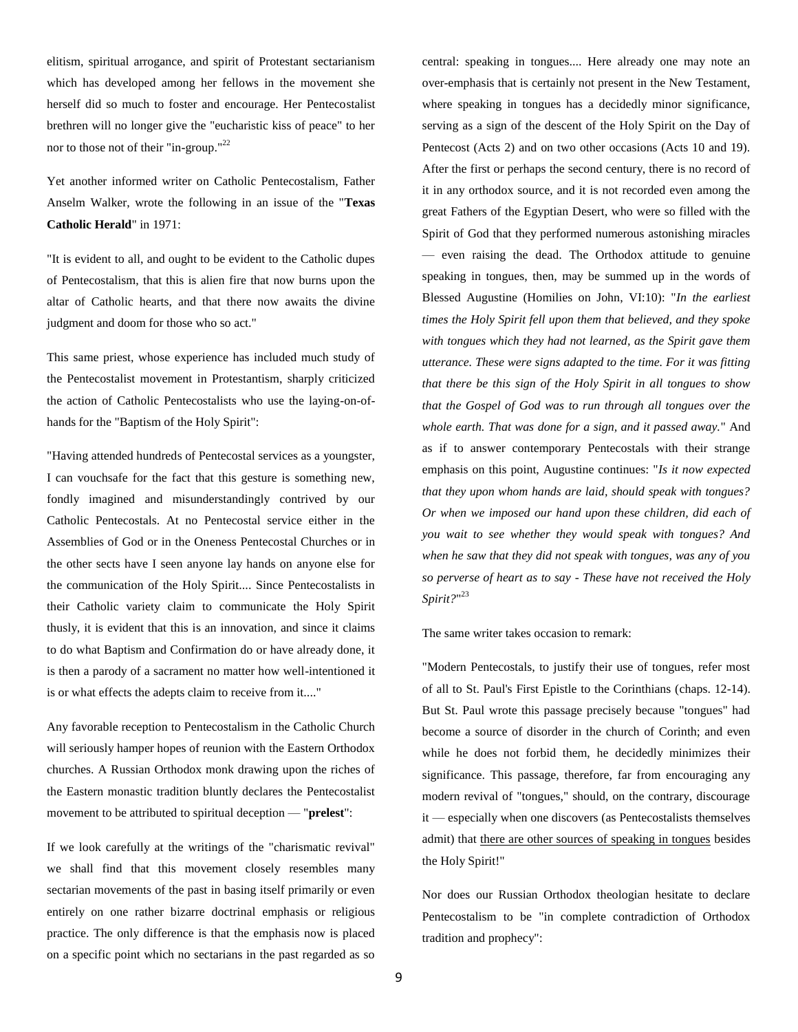elitism, spiritual arrogance, and spirit of Protestant sectarianism which has developed among her fellows in the movement she herself did so much to foster and encourage. Her Pentecostalist brethren will no longer give the "eucharistic kiss of peace" to her nor to those not of their "in-group."[22]

Yet another informed writer on Catholic Pentecostalism, Father Anselm Walker, wrote the following in an issue of the "**Texas Catholic Herald**" in 1971:

"It is evident to all, and ought to be evident to the Catholic dupes of Pentecostalism, that this is alien fire that now burns upon the altar of Catholic hearts, and that there now awaits the divine judgment and doom for those who so act."

This same priest, whose experience has included much study of the Pentecostalist movement in Protestantism, sharply criticized the action of Catholic Pentecostalists who use the laying-on-of-hands for the "Baptism of the Holy Spirit":

"Having attended hundreds of Pentecostal services as a youngster, I can vouchsafe for the fact that this gesture is something new, fondly imagined and misunderstandingly contrived by our Catholic Pentecostals. At no Pentecostal service either in the Assemblies of God or in the Oneness Pentecostal Churches or in the other sects have I seen anyone lay hands on anyone else for the communication of the Holy Spirit.... Since Pentecostalists in their Catholic variety claim to communicate the Holy Spirit thusly, it is evident that this is an innovation, and since it claims to do what Baptism and Confirmation do or have already done, it is then a parody of a sacrament no matter how well-intentioned it is or what effects the adepts claim to receive from it...."

Any favorable reception to Pentecostalism in the Catholic Church will seriously hamper hopes of reunion with the Eastern Orthodox churches. A Russian Orthodox monk drawing upon the riches of the Eastern monastic tradition bluntly declares the Pentecostalist movement to be attributed to spiritual deception — "**prelest**":

If we look carefully at the writings of the "charismatic revival" we shall find that this movement closely resembles many sectarian movements of the past in basing itself primarily or even entirely on one rather bizarre doctrinal emphasis or religious practice. The only difference is that the emphasis now is placed on a specific point which no sectarians in the past regarded as so central: speaking in tongues.... Here already one may note an over-emphasis that is certainly not present in the New Testament, where speaking in tongues has a decidedly minor significance, serving as a sign of the descent of the Holy Spirit on the Day of Pentecost (Acts 2) and on two other occasions (Acts 10 and 19). After the first or perhaps the second century, there is no record of it in any orthodox source, and it is not recorded even among the great Fathers of the Egyptian Desert, who were so filled with the Spirit of God that they performed numerous astonishing miracles — even raising the dead. The Orthodox attitude to genuine speaking in tongues, then, may be summed up in the words of Blessed Augustine (Homilies on John, VI:10): "*In the earliest times the Holy Spirit fell upon them that believed, and they spoke with tongues which they had not learned, as the Spirit gave them utterance. These were signs adapted to the time. For it was fitting that there be this sign of the Holy Spirit in all tongues to show that the Gospel of God was to run through all tongues over the whole earth. That was done for a sign, and it passed away.*" And as if to answer contemporary Pentecostals with their strange emphasis on this point, Augustine continues: "*Is it now expected that they upon whom hands are laid, should speak with tongues? Or when we imposed our hand upon these children, did each of you wait to see whether they would speak with tongues? And when he saw that they did not speak with tongues, was any of you so perverse of heart as to say - These have not received the Holy Spirit?*"[23]

The same writer takes occasion to remark:

"Modern Pentecostals, to justify their use of tongues, refer most of all to St. Paul's First Epistle to the Corinthians (chaps. 12-14). But St. Paul wrote this passage precisely because "tongues" had become a source of disorder in the church of Corinth; and even while he does not forbid them, he decidedly minimizes their significance. This passage, therefore, far from encouraging any modern revival of "tongues," should, on the contrary, discourage it — especially when one discovers (as Pentecostalists themselves admit) that <u>there are other sources of speaking in tongues</u> besides the Holy Spirit!"

Nor does our Russian Orthodox theologian hesitate to declare Pentecostalism to be "in complete contradiction of Orthodox tradition and prophecy":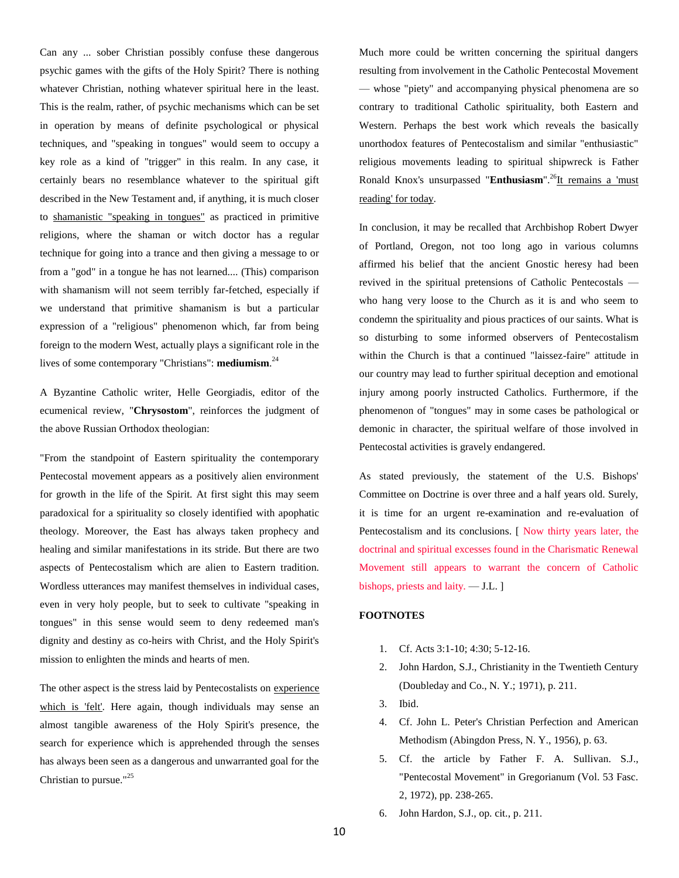Can any ... sober Christian possibly confuse these dangerous psychic games with the gifts of the Holy Spirit? There is nothing whatever Christian, nothing whatever spiritual here in the least. This is the realm, rather, of psychic mechanisms which can be set in operation by means of definite psychological or physical techniques, and "speaking in tongues" would seem to occupy a key role as a kind of "trigger" in this realm. In any case, it certainly bears no resemblance whatever to the spiritual gift described in the New Testament and, if anything, it is much closer to shamanistic "speaking in tongues" as practiced in primitive religions, where the shaman or witch doctor has a regular technique for going into a trance and then giving a message to or from a "god" in a tongue he has not learned.... (This) comparison with shamanism will not seem terribly far-fetched, especially if we understand that primitive shamanism is but a particular expression of a "religious" phenomenon which, far from being foreign to the modern West, actually plays a significant role in the lives of some contemporary "Christians": **mediumism**.[24]

A Byzantine Catholic writer, Helle Georgiadis, editor of the ecumenical review, "**Chrysostom**", reinforces the judgment of the above Russian Orthodox theologian:

"From the standpoint of Eastern spirituality the contemporary Pentecostal movement appears as a positively alien environment for growth in the life of the Spirit. At first sight this may seem paradoxical for a spirituality so closely identified with apophatic theology. Moreover, the East has always taken prophecy and healing and similar manifestations in its stride. But there are two aspects of Pentecostalism which are alien to Eastern tradition. Wordless utterances may manifest themselves in individual cases, even in very holy people, but to seek to cultivate "speaking in tongues" in this sense would seem to deny redeemed man's dignity and destiny as co-heirs with Christ, and the Holy Spirit's mission to enlighten the minds and hearts of men.

The other aspect is the stress laid by Pentecostalists on experience which is 'felt'. Here again, though individuals may sense an almost tangible awareness of the Holy Spirit's presence, the search for experience which is apprehended through the senses has always been seen as a dangerous and unwarranted goal for the Christian to pursue."[25]

Much more could be written concerning the spiritual dangers resulting from involvement in the Catholic Pentecostal Movement — whose "piety" and accompanying physical phenomena are so contrary to traditional Catholic spirituality, both Eastern and Western. Perhaps the best work which reveals the basically unorthodox features of Pentecostalism and similar "enthusiastic" religious movements leading to spiritual shipwreck is Father Ronald Knox's unsurpassed "**Enthusiasm**".[26] It remains a 'must reading' for today.

In conclusion, it may be recalled that Archbishop Robert Dwyer of Portland, Oregon, not too long ago in various columns affirmed his belief that the ancient Gnostic heresy had been revived in the spiritual pretensions of Catholic Pentecostals — who hang very loose to the Church as it is and who seem to condemn the spirituality and pious practices of our saints. What is so disturbing to some informed observers of Pentecostalism within the Church is that a continued "laissez-faire" attitude in our country may lead to further spiritual deception and emotional injury among poorly instructed Catholics. Furthermore, if the phenomenon of "tongues" may in some cases be pathological or demonic in character, the spiritual welfare of those involved in Pentecostal activities is gravely endangered.

As stated previously, the statement of the U.S. Bishops' Committee on Doctrine is over three and a half years old. Surely, it is time for an urgent re-examination and re-evaluation of Pentecostalism and its conclusions. [ Now thirty years later, the doctrinal and spiritual excesses found in the Charismatic Renewal Movement still appears to warrant the concern of Catholic bishops, priests and laity. — J.L. ]

**FOOTNOTES**

1. Cf. Acts 3:1-10; 4:30; 5-12-16.
2. John Hardon, S.J., Christianity in the Twentieth Century (Doubleday and Co., N. Y.; 1971), p. 211.
3. Ibid.
4. Cf. John L. Peter's Christian Perfection and American Methodism (Abingdon Press, N. Y., 1956), p. 63.
5. Cf. the article by Father F. A. Sullivan. S.J., "Pentecostal Movement" in Gregorianum (Vol. 53 Fasc. 2, 1972), pp. 238-265.
6. John Hardon, S.J., op. cit., p. 211.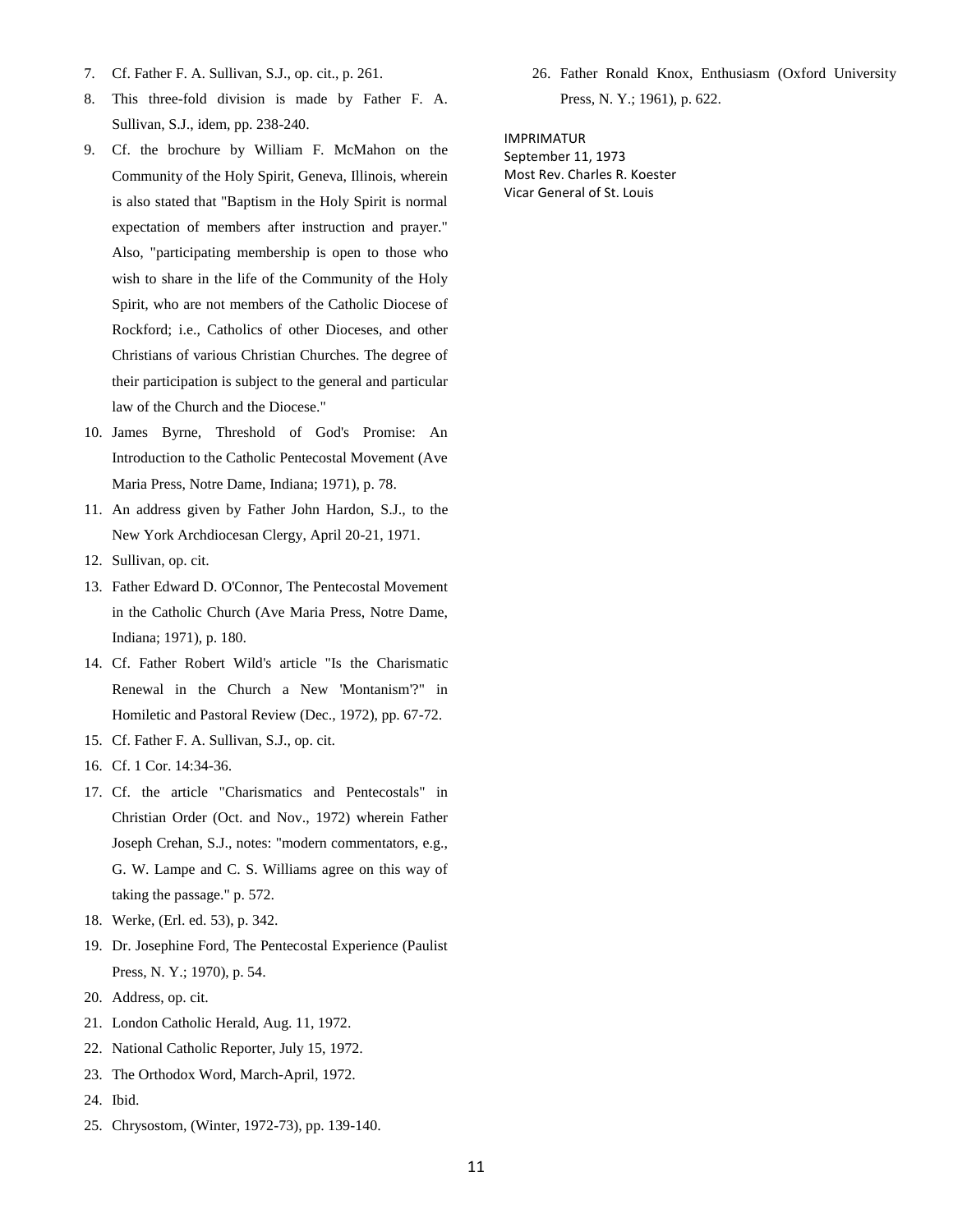7. Cf. Father F. A. Sullivan, S.J., op. cit., p. 261.
8. This three-fold division is made by Father F. A. Sullivan, S.J., idem, pp. 238-240.
9. Cf. the brochure by William F. McMahon on the Community of the Holy Spirit, Geneva, Illinois, wherein is also stated that "Baptism in the Holy Spirit is normal expectation of members after instruction and prayer." Also, "participating membership is open to those who wish to share in the life of the Community of the Holy Spirit, who are not members of the Catholic Diocese of Rockford; i.e., Catholics of other Dioceses, and other Christians of various Christian Churches. The degree of their participation is subject to the general and particular law of the Church and the Diocese."
10. James Byrne, Threshold of God's Promise: An Introduction to the Catholic Pentecostal Movement (Ave Maria Press, Notre Dame, Indiana; 1971), p. 78.
11. An address given by Father John Hardon, S.J., to the New York Archdiocesan Clergy, April 20-21, 1971.
12. Sullivan, op. cit.
13. Father Edward D. O'Connor, The Pentecostal Movement in the Catholic Church (Ave Maria Press, Notre Dame, Indiana; 1971), p. 180.
14. Cf. Father Robert Wild's article "Is the Charismatic Renewal in the Church a New 'Montanism'?" in Homiletic and Pastoral Review (Dec., 1972), pp. 67-72.
15. Cf. Father F. A. Sullivan, S.J., op. cit.
16. Cf. 1 Cor. 14:34-36.
17. Cf. the article "Charismatics and Pentecostals" in Christian Order (Oct. and Nov., 1972) wherein Father Joseph Crehan, S.J., notes: "modern commentators, e.g., G. W. Lampe and C. S. Williams agree on this way of taking the passage." p. 572.
18. Werke, (Erl. ed. 53), p. 342.
19. Dr. Josephine Ford, The Pentecostal Experience (Paulist Press, N. Y.; 1970), p. 54.
20. Address, op. cit.
21. London Catholic Herald, Aug. 11, 1972.
22. National Catholic Reporter, July 15, 1972.
23. The Orthodox Word, March-April, 1972.
24. Ibid.
25. Chrysostom, (Winter, 1972-73), pp. 139-140.
26. Father Ronald Knox, Enthusiasm (Oxford University Press, N. Y.; 1961), p. 622.

IMPRIMATUR
September 11, 1973
Most Rev. Charles R. Koester
Vicar General of St. Louis